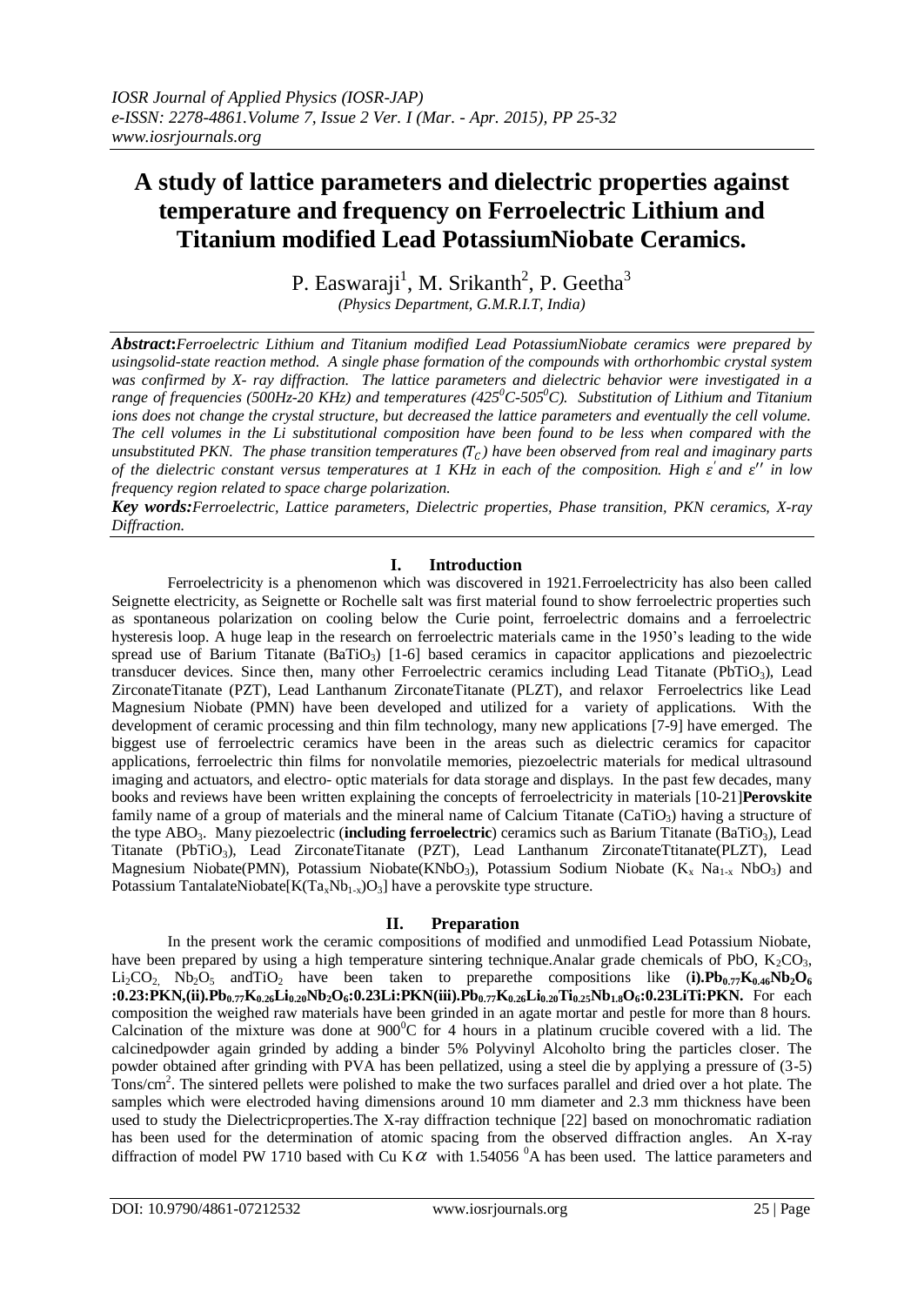# A study of lattice parameters and dielectric properties against temperature and frequency on Ferroelectric Lithium and Titanium modified Lead PotassiumNiobate Ceramics.

P. Easwaraji[1], M. Srikanth[2], P. Geetha[3]

*(Physics Department, G.M.R.I.T, India)*

***Abstract*:** *Ferroelectric Lithium and Titanium modified Lead PotassiumNiobate ceramics were prepared by usingsolid-state reaction method. A single phase formation of the compounds with orthorhombic crystal system was confirmed by X- ray diffraction. The lattice parameters and dielectric behavior were investigated in a range of frequencies (500Hz-20 KHz) and temperatures ($425^0C$-$505^0C$). Substitution of Lithium and Titanium ions does not change the crystal structure, but decreased the lattice parameters and eventually the cell volume. The cell volumes in the Li substitutional composition have been found to be less when compared with the unsubstituted PKN. The phase transition temperatures ($T_C$) have been observed from real and imaginary parts of the dielectric constant versus temperatures at 1 KHz in each of the composition. High $\varepsilon'$ and $\varepsilon''$ in low frequency region related to space charge polarization.*

***Key words:*** *Ferroelectric, Lattice parameters, Dielectric properties, Phase transition, PKN ceramics, X-ray Diffraction.*

## I. Introduction

Ferroelectricity is a phenomenon which was discovered in 1921.Ferroelectricity has also been called Seignette electricity, as Seignette or Rochelle salt was first material found to show ferroelectric properties such as spontaneous polarization on cooling below the Curie point, ferroelectric domains and a ferroelectric hysteresis loop. A huge leap in the research on ferroelectric materials came in the 1950's leading to the wide spread use of Barium Titanate ($BaTiO_3$) [1-6] based ceramics in capacitor applications and piezoelectric transducer devices. Since then, many other Ferroelectric ceramics including Lead Titanate ($PbTiO_3$), Lead ZirconateTitanate (PZT), Lead Lanthanum ZirconateTitanate (PLZT), and relaxor Ferroelectrics like Lead Magnesium Niobate (PMN) have been developed and utilized for a variety of applications. With the development of ceramic processing and thin film technology, many new applications [7-9] have emerged. The biggest use of ferroelectric ceramics have been in the areas such as dielectric ceramics for capacitor applications, ferroelectric thin films for nonvolatile memories, piezoelectric materials for medical ultrasound imaging and actuators, and electro- optic materials for data storage and displays. In the past few decades, many books and reviews have been written explaining the concepts of ferroelectricity in materials [10-21]**Perovskite** family name of a group of materials and the mineral name of Calcium Titanate ($CaTiO_3$) having a structure of the type $ABO_3$. Many piezoelectric (**including ferroelectric**) ceramics such as Barium Titanate ($BaTiO_3$), Lead Titanate ($PbTiO_3$), Lead ZirconateTitanate (PZT), Lead Lanthanum ZirconateTtitanate(PLZT), Lead Magnesium Niobate(PMN), Potassium Niobate($KNbO_3$), Potassium Sodium Niobate ($K_x Na_{1-x} NbO_3$) and Potassium TantalateNiobate[$K(Ta_xNb_{1-x})O_3$] have a perovskite type structure.

## II. Preparation

In the present work the ceramic compositions of modified and unmodified Lead Potassium Niobate, have been prepared by using a high temperature sintering technique.Analar grade chemicals of PbO, $K_2CO_3$, $Li_2CO_2$, $Nb_2O_5$ and$TiO_2$ have been taken to preparethe compositions like (**i).$Pb_{0.77}K_{0.46}Nb_2O_6$ :0.23:PKN,(ii).$Pb_{0.77}K_{0.26}Li_{0.20}Nb_2O_6$:0.23Li:PKN(iii).$Pb_{0.77}K_{0.26}Li_{0.20}Ti_{0.25}Nb_{1.8}O_6$:0.23LiTi:PKN.** For each composition the weighed raw materials have been grinded in an agate mortar and pestle for more than 8 hours. Calcination of the mixture was done at $900^0C$ for 4 hours in a platinum crucible covered with a lid. The calcinedpowder again grinded by adding a binder 5% Polyvinyl Alcoholto bring the particles closer. The powder obtained after grinding with PVA has been pellatized, using a steel die by applying a pressure of (3-5) Tons/$cm^2$. The sintered pellets were polished to make the two surfaces parallel and dried over a hot plate. The samples which were electroded having dimensions around 10 mm diameter and 2.3 mm thickness have been used to study the Dielectricproperties.The X-ray diffraction technique [22] based on monochromatic radiation has been used for the determination of atomic spacing from the observed diffraction angles. An X-ray diffraction of model PW 1710 based with Cu K$\alpha$ with 1.54056 $^0$A has been used. The lattice parameters and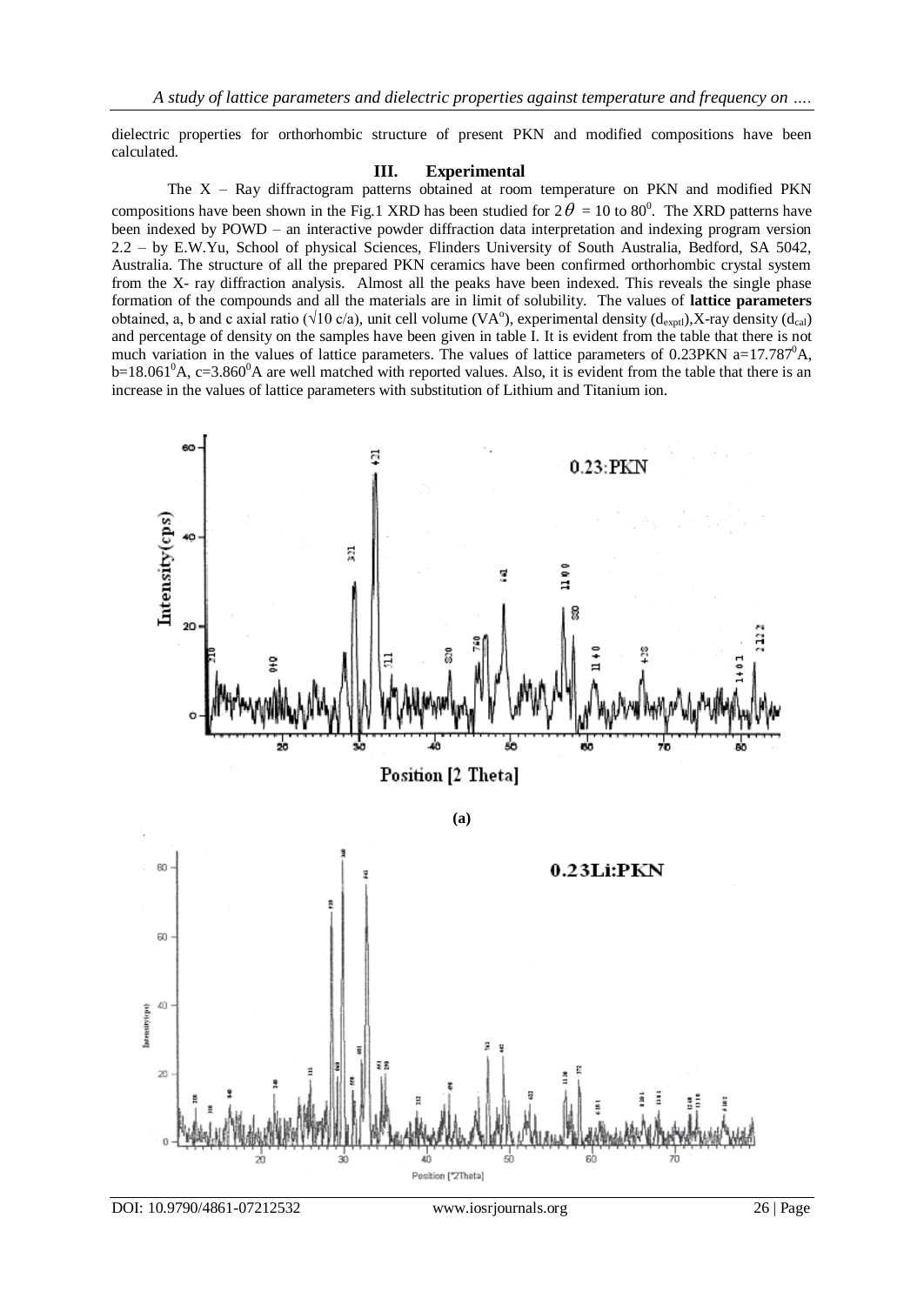dielectric properties for orthorhombic structure of present PKN and modified compositions have been calculated.

## III. Experimental

The X – Ray diffractogram patterns obtained at room temperature on PKN and modified PKN compositions have been shown in the Fig.1 XRD has been studied for $2\theta$ = 10 to 80$^0$. The XRD patterns have been indexed by POWD – an interactive powder diffraction data interpretation and indexing program version 2.2 – by E.W.Yu, School of physical Sciences, Flinders University of South Australia, Bedford, SA 5042, Australia. The structure of all the prepared PKN ceramics have been confirmed orthorhombic crystal system from the X- ray diffraction analysis. Almost all the peaks have been indexed. This reveals the single phase formation of the compounds and all the materials are in limit of solubility. The values of **lattice parameters** obtained, a, b and c axial ratio (√10 c/a), unit cell volume (VA$^o$), experimental density ($d_{exptl}$),X-ray density ($d_{cal}$) and percentage of density on the samples have been given in table I. It is evident from the table that there is not much variation in the values of lattice parameters. The values of lattice parameters of 0.23PKN a=17.787$^0$A, b=18.061$^0$A, c=3.860$^0$A are well matched with reported values. Also, it is evident from the table that there is an increase in the values of lattice parameters with substitution of Lithium and Titanium ion.

**(a)**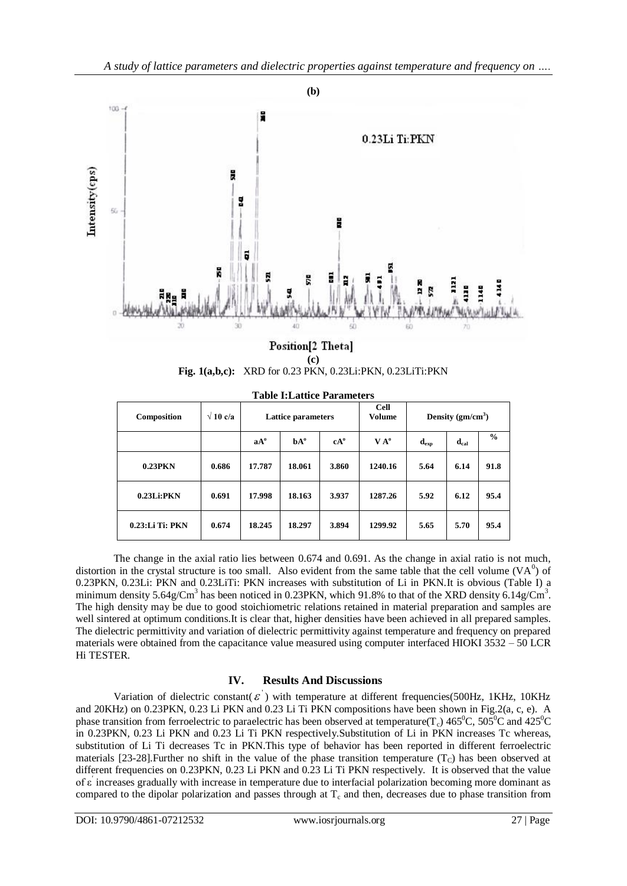**(b)**

**(c)**

**Fig. 1(a,b,c):** XRD for 0.23 PKN, 0.23Li:PKN, 0.23LiTi:PKN

**Table I:Lattice Parameters**

| Composition | √ 10 c/a | Lattice parameters | | | Cell Volume | Density ($gm/cm^3$) | | |
|---|---|---|---|---|---|---|---|---|
| | | aA° | bA° | cA° | V A° | $d_{exp}$ | $d_{cal}$ | % |
| **0.23PKN** | **0.686** | **17.787** | **18.061** | **3.860** | **1240.16** | **5.64** | **6.14** | **91.8** |
| **0.23Li:PKN** | **0.691** | **17.998** | **18.163** | **3.937** | **1287.26** | **5.92** | **6.12** | **95.4** |
| **0.23:Li Ti: PKN** | **0.674** | **18.245** | **18.297** | **3.894** | **1299.92** | **5.65** | **5.70** | **95.4** |

The change in the axial ratio lies between 0.674 and 0.691. As the change in axial ratio is not much, distortion in the crystal structure is too small. Also evident from the same table that the cell volume ($VA^0$) of 0.23PKN, 0.23Li: PKN and 0.23LiTi: PKN increases with substitution of Li in PKN.It is obvious (Table I) a minimum density $5.64g/Cm^3$ has been noticed in 0.23PKN, which 91.8% to that of the XRD density $6.14g/Cm^3$. The high density may be due to good stoichiometric relations retained in material preparation and samples are well sintered at optimum conditions.It is clear that, higher densities have been achieved in all prepared samples. The dielectric permittivity and variation of dielectric permittivity against temperature and frequency on prepared materials were obtained from the capacitance value measured using computer interfaced HIOKI 3532 – 50 LCR Hi TESTER.

## IV. Results And Discussions

Variation of dielectric constant($\varepsilon'$) with temperature at different frequencies(500Hz, 1KHz, 10KHz and 20KHz) on 0.23PKN, 0.23 Li PKN and 0.23 Li Ti PKN compositions have been shown in Fig.2(a, c, e). A phase transition from ferroelectric to paraelectric has been observed at temperature($T_c$) $465^0$C, $505^0$C and $425^0$C in 0.23PKN, 0.23 Li PKN and 0.23 Li Ti PKN respectively.Substitution of Li in PKN increases Tc whereas, substitution of Li Ti decreases Tc in PKN.This type of behavior has been reported in different ferroelectric materials [23-28].Further no shift in the value of the phase transition temperature ($T_C$) has been observed at different frequencies on 0.23PKN, 0.23 Li PKN and 0.23 Li Ti PKN respectively. It is observed that the value of $\varepsilon'$ increases gradually with increase in temperature due to interfacial polarization becoming more dominant as compared to the dipolar polarization and passes through at $T_c$ and then, decreases due to phase transition from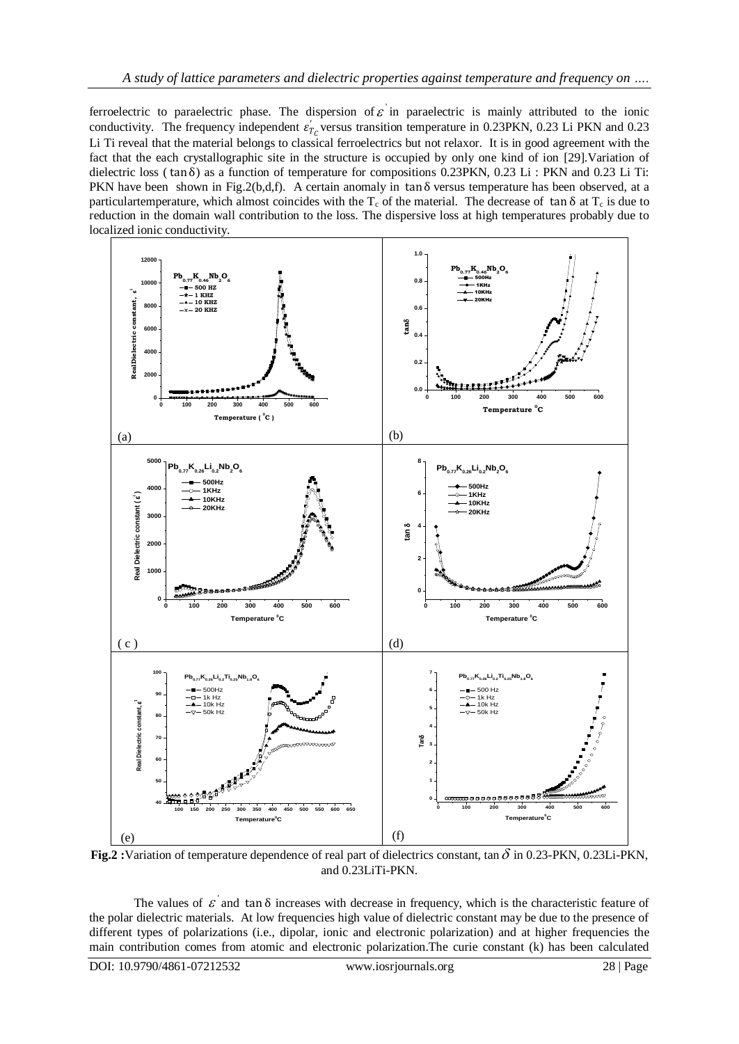ferroelectric to paraelectric phase. The dispersion of $\varepsilon^{'}$ in paraelectric is mainly attributed to the ionic conductivity. The frequency independent $\varepsilon^{'}_{T_C}$ versus transition temperature in 0.23PKN, 0.23 Li PKN and 0.23 Li Ti reveal that the material belongs to classical ferroelectrics but not relaxor. It is in good agreement with the fact that the each crystallographic site in the structure is occupied by only one kind of ion [29].Variation of dielectric loss ( $\tan\delta$) as a function of temperature for compositions 0.23PKN, 0.23 Li : PKN and 0.23 Li Ti: PKN have been shown in Fig.2(b,d,f). A certain anomaly in $\tan\delta$ versus temperature has been observed, at a particulartemperature, which almost coincides with the $T_c$ of the material. The decrease of $\tan\delta$ at $T_c$ is due to reduction in the domain wall contribution to the loss. The dispersive loss at high temperatures probably due to localized ionic conductivity.

**Fig.2 :**Variation of temperature dependence of real part of dielectrics constant, $\tan\delta$ in 0.23-PKN, 0.23Li-PKN, and 0.23LiTi-PKN.

The values of $\varepsilon^{'}$ and $\tan\delta$ increases with decrease in frequency, which is the characteristic feature of the polar dielectric materials. At low frequencies high value of dielectric constant may be due to the presence of different types of polarizations (i.e., dipolar, ionic and electronic polarization) and at higher frequencies the main contribution comes from atomic and electronic polarization.The curie constant (k) has been calculated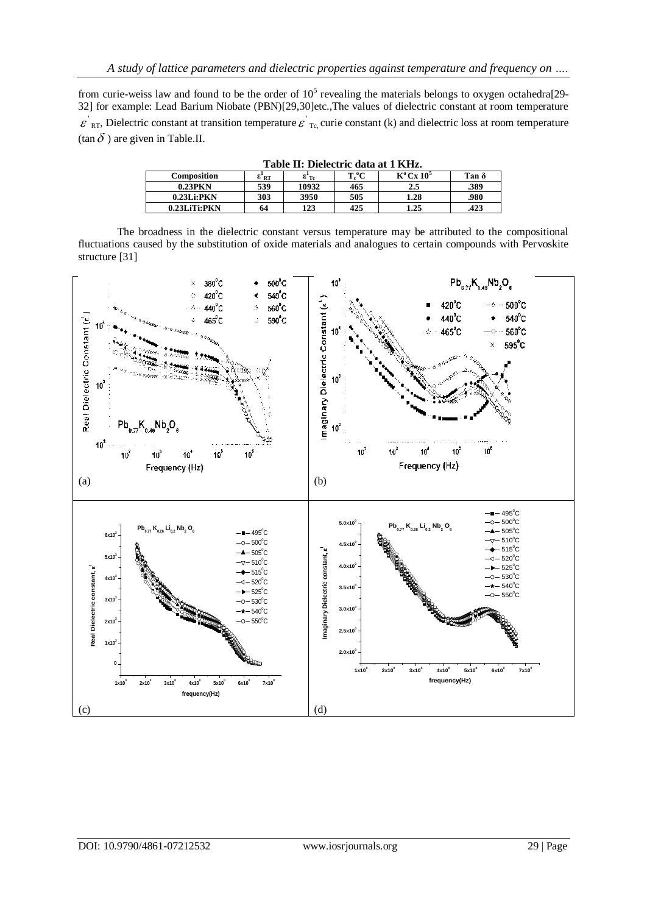from curie-weiss law and found to be the order of $10^5$ revealing the materials belongs to oxygen octahedra[29-32] for example: Lead Barium Niobate (PBN)[29,30]etc.,The values of dielectric constant at room temperature $\varepsilon'_{RT}$, Dielectric constant at transition temperature $\varepsilon'_{Tc}$, curie constant (k) and dielectric loss at room temperature ($\tan\delta$ ) are given in Table.II.

**Table II: Dielectric data at 1 KHz.**

| Composition | $\varepsilon'_{RT}$ | $\varepsilon'_{Tc}$ | $T_c{}^oC$ | $K^oC \times 10^5$ | Tan $\delta$ |
|---|---|---|---|---|---|
| 0.23PKN | 539 | 10932 | 465 | 2.5 | .389 |
| 0.23Li:PKN | 303 | 3950 | 505 | 1.28 | .980 |
| 0.23LiTi:PKN | 64 | 123 | 425 | 1.25 | .423 |

The broadness in the dielectric constant versus temperature may be attributed to the compositional fluctuations caused by the substitution of oxide materials and analogues to certain compounds with Pervoskite structure [31]

(a)

(b)

(c)

(d)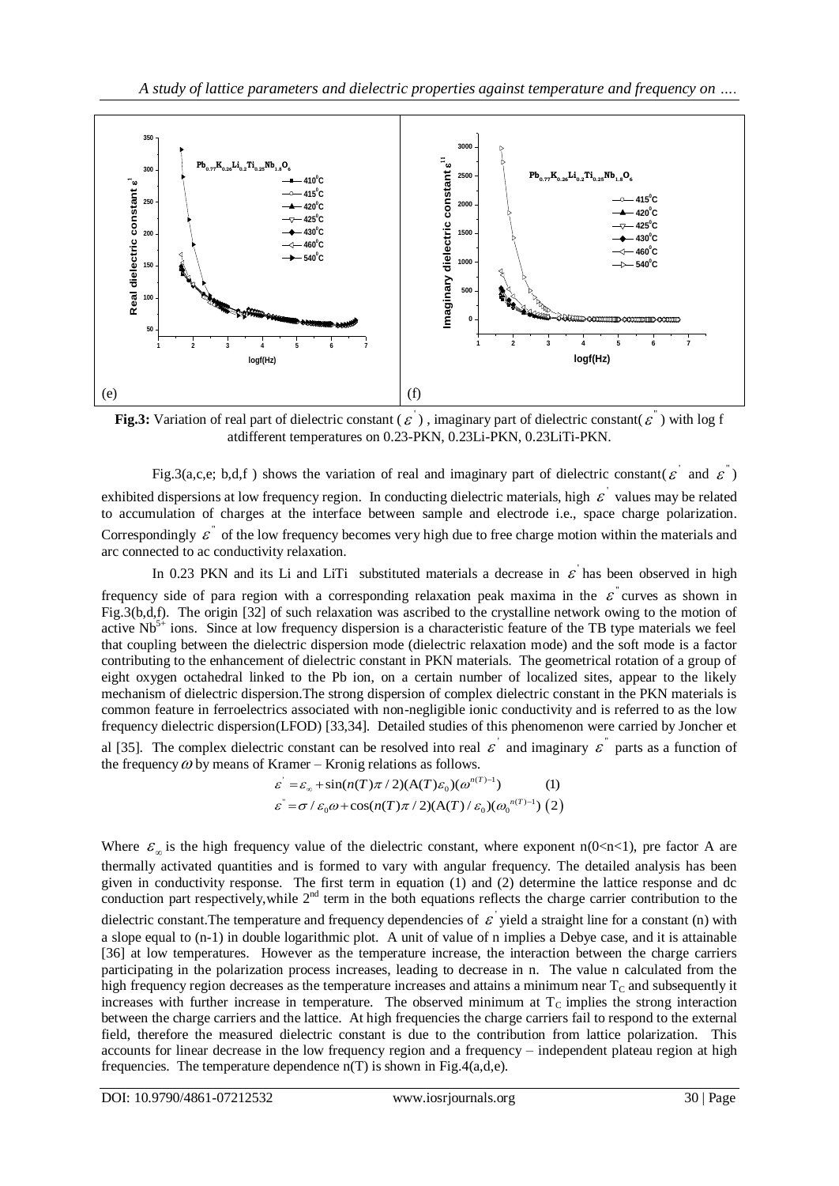(e) (f)

**Fig.3:** Variation of real part of dielectric constant ( $\varepsilon^{'}$ ) , imaginary part of dielectric constant( $\varepsilon^{''}$ ) with log f atdifferent temperatures on 0.23-PKN, 0.23Li-PKN, 0.23LiTi-PKN.

Fig.3(a,c,e; b,d,f ) shows the variation of real and imaginary part of dielectric constant( $\varepsilon^{'}$ and $\varepsilon^{''}$ ) exhibited dispersions at low frequency region. In conducting dielectric materials, high $\varepsilon^{'}$ values may be related to accumulation of charges at the interface between sample and electrode i.e., space charge polarization. Correspondingly $\varepsilon^{''}$ of the low frequency becomes very high due to free charge motion within the materials and arc connected to ac conductivity relaxation.

In 0.23 PKN and its Li and LiTi substituted materials a decrease in $\varepsilon^{'}$ has been observed in high frequency side of para region with a corresponding relaxation peak maxima in the $\varepsilon^{''}$ curves as shown in Fig.3(b,d,f). The origin [32] of such relaxation was ascribed to the crystalline network owing to the motion of active $Nb^{5+}$ ions. Since at low frequency dispersion is a characteristic feature of the TB type materials we feel that coupling between the dielectric dispersion mode (dielectric relaxation mode) and the soft mode is a factor contributing to the enhancement of dielectric constant in PKN materials. The geometrical rotation of a group of eight oxygen octahedral linked to the Pb ion, on a certain number of localized sites, appear to the likely mechanism of dielectric dispersion.The strong dispersion of complex dielectric constant in the PKN materials is common feature in ferroelectrics associated with non-negligible ionic conductivity and is referred to as the low frequency dielectric dispersion(LFOD) [33,34]. Detailed studies of this phenomenon were carried by Joncher et al [35]. The complex dielectric constant can be resolved into real $\varepsilon^{'}$ and imaginary $\varepsilon^{''}$ parts as a function of the frequency $\omega$ by means of Kramer – Kronig relations as follows.

$$\varepsilon^{'} = \varepsilon_{\infty} + \sin(n(T)\pi / 2)(A(T)\varepsilon_{0})(\omega^{n(T)-1}) \qquad (1)$$

$$\varepsilon^{''} = \sigma / \varepsilon_{0}\omega + \cos(n(T)\pi / 2)(A(T) / \varepsilon_{0})(\omega_{0}^{\,n(T)-1}) \qquad (2)$$

Where $\varepsilon_{\infty}$ is the high frequency value of the dielectric constant, where exponent n(0<n<1), pre factor A are thermally activated quantities and is formed to vary with angular frequency. The detailed analysis has been given in conductivity response. The first term in equation (1) and (2) determine the lattice response and dc conduction part respectively,while 2$^{nd}$ term in the both equations reflects the charge carrier contribution to the dielectric constant.The temperature and frequency dependencies of $\varepsilon^{'}$ yield a straight line for a constant (n) with a slope equal to (n-1) in double logarithmic plot. A unit of value of n implies a Debye case, and it is attainable [36] at low temperatures. However as the temperature increases, the interaction between the charge carriers participating in the polarization process increases, leading to decrease in n. The value n calculated from the high frequency region decreases as the temperature increases and attains a minimum near $T_C$ and subsequently it increases with further increase in temperature. The observed minimum at $T_C$ implies the strong interaction between the charge carriers and the lattice. At high frequencies the charge carriers fail to respond to the external field, therefore the measured dielectric constant is due to the contribution from lattice polarization. This accounts for linear decrease in the low frequency region and a frequency – independent plateau region at high frequencies. The temperature dependence n(T) is shown in Fig.4(a,d,e).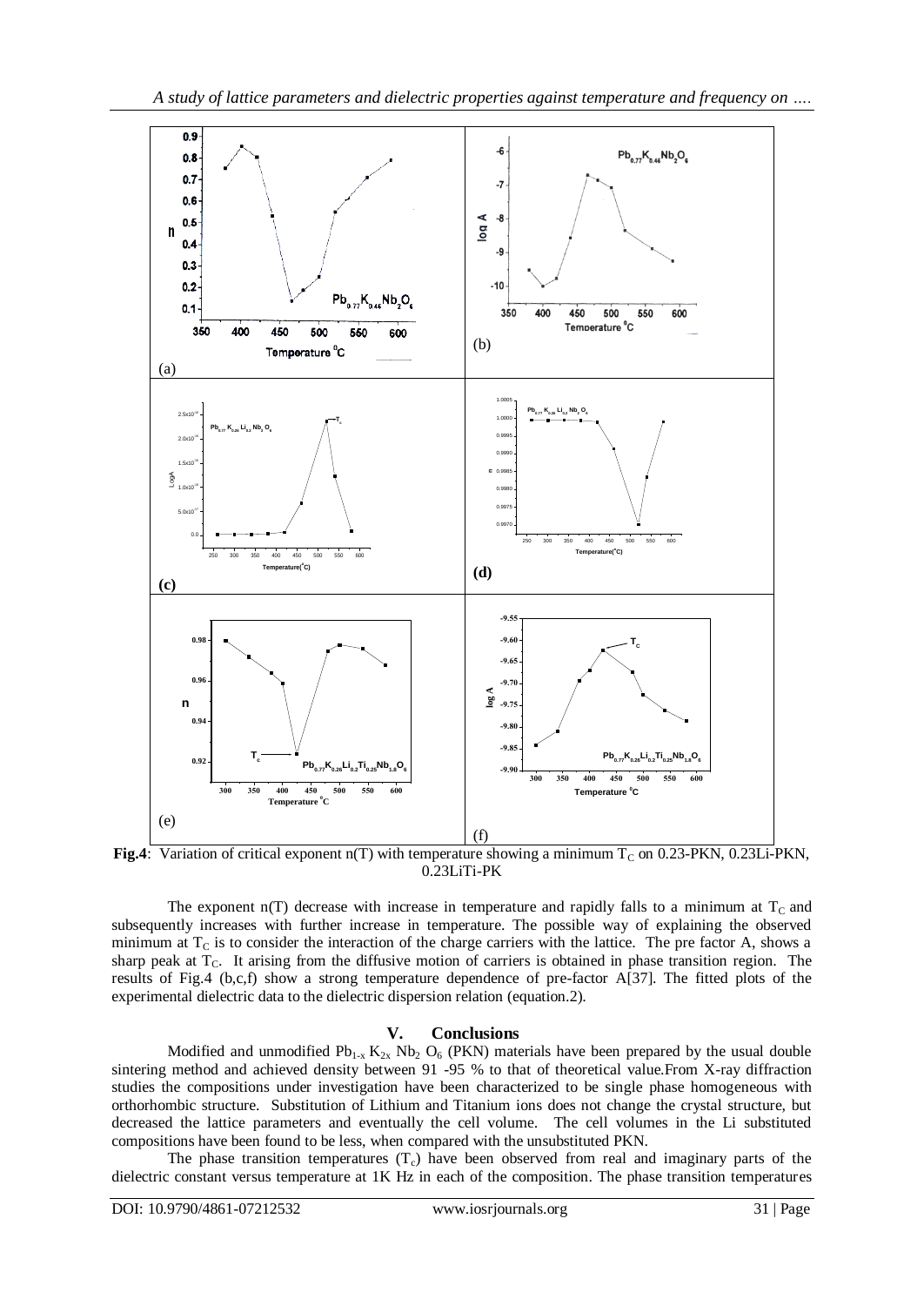**Fig.4**: Variation of critical exponent n(T) with temperature showing a minimum $T_C$ on 0.23-PKN, 0.23Li-PKN, 0.23LiTi-PK

The exponent n(T) decrease with increase in temperature and rapidly falls to a minimum at $T_C$ and subsequently increases with further increase in temperature. The possible way of explaining the observed minimum at $T_C$ is to consider the interaction of the charge carriers with the lattice. The pre factor A, shows a sharp peak at $T_C$. It arising from the diffusive motion of carriers is obtained in phase transition region. The results of Fig.4 (b,c,f) show a strong temperature dependence of pre-factor A[37]. The fitted plots of the experimental dielectric data to the dielectric dispersion relation (equation.2).

## V. Conclusions

Modified and unmodified $Pb_{1-x} K_{2x} Nb_2 O_6$ (PKN) materials have been prepared by the usual double sintering method and achieved density between 91 -95 % to that of theoretical value.From X-ray diffraction studies the compositions under investigation have been characterized to be single phase homogeneous with orthorhombic structure. Substitution of Lithium and Titanium ions does not change the crystal structure, but decreased the lattice parameters and eventually the cell volume. The cell volumes in the Li substituted compositions have been found to be less, when compared with the unsubstituted PKN.

The phase transition temperatures ($T_c$) have been observed from real and imaginary parts of the dielectric constant versus temperature at 1K Hz in each of the composition. The phase transition temperatures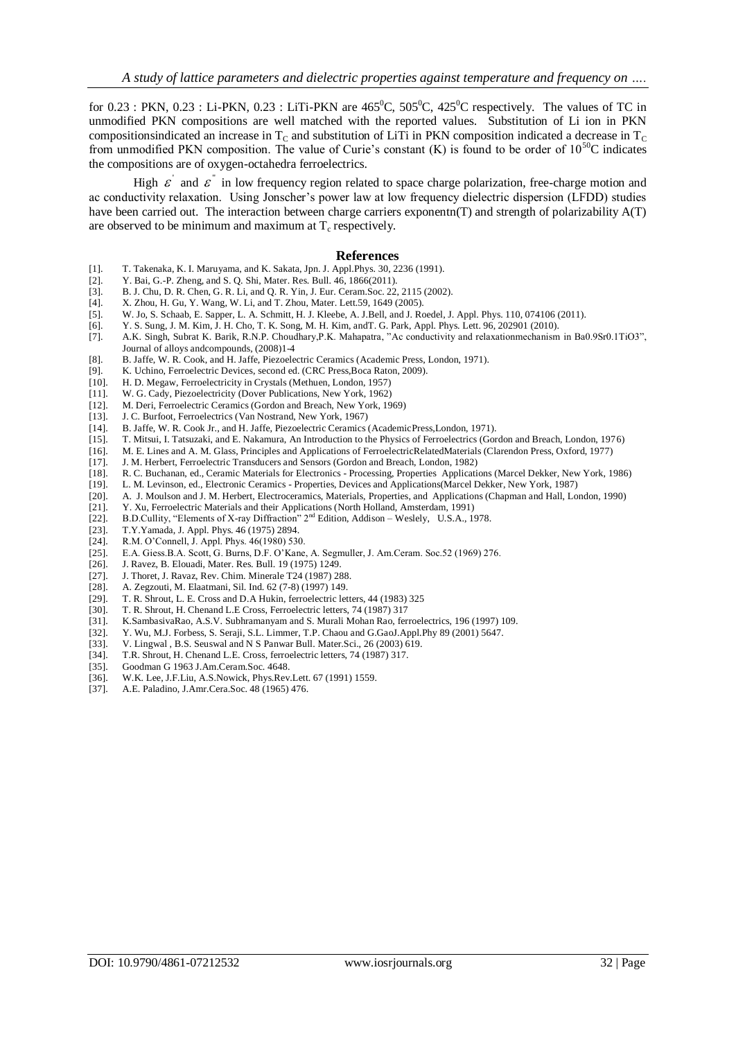for 0.23 : PKN, 0.23 : Li-PKN, 0.23 : LiTi-PKN are $465^0$C, $505^0$C, $425^0$C respectively. The values of TC in unmodified PKN compositions are well matched with the reported values. Substitution of Li ion in PKN compositionsindicated an increase in $T_C$ and substitution of LiTi in PKN composition indicated a decrease in $T_C$ from unmodified PKN composition. The value of Curie's constant (K) is found to be order of $10^{50}$C indicates the compositions are of oxygen-octahedra ferroelectrics.

High $\varepsilon^{'}$ and $\varepsilon^{''}$ in low frequency region related to space charge polarization, free-charge motion and ac conductivity relaxation. Using Jonscher's power law at low frequency dielectric dispersion (LFDD) studies have been carried out. The interaction between charge carriers exponentn(T) and strength of polarizability A(T) are observed to be minimum and maximum at $T_c$ respectively.

## References

[1]. T. Takenaka, K. I. Maruyama, and K. Sakata, Jpn. J. Appl.Phys. 30, 2236 (1991).
[2]. Y. Bai, G.-P. Zheng, and S. Q. Shi, Mater. Res. Bull. 46, 1866(2011).
[3]. B. J. Chu, D. R. Chen, G. R. Li, and Q. R. Yin, J. Eur. Ceram.Soc. 22, 2115 (2002).
[4]. X. Zhou, H. Gu, Y. Wang, W. Li, and T. Zhou, Mater. Lett.59, 1649 (2005).
[5]. W. Jo, S. Schaab, E. Sapper, L. A. Schmitt, H. J. Kleebe, A. J.Bell, and J. Roedel, J. Appl. Phys. 110, 074106 (2011).
[6]. Y. S. Sung, J. M. Kim, J. H. Cho, T. K. Song, M. H. Kim, andT. G. Park, Appl. Phys. Lett. 96, 202901 (2010).
[7]. A.K. Singh, Subrat K. Barik, R.N.P. Choudhary,P.K. Mahapatra, "Ac conductivity and relaxationmechanism in Ba0.9Sr0.1TiO3", Journal of alloys andcompounds, (2008)1-4
[8]. B. Jaffe, W. R. Cook, and H. Jaffe, Piezoelectric Ceramics (Academic Press, London, 1971).
[9]. K. Uchino, Ferroelectric Devices, second ed. (CRC Press,Boca Raton, 2009).
[10]. H. D. Megaw, Ferroelectricity in Crystals (Methuen, London, 1957)
[11]. W. G. Cady, Piezoelectricity (Dover Publications, New York, 1962)
[12]. M. Deri, Ferroelectric Ceramics (Gordon and Breach, New York, 1969)
[13]. J. C. Burfoot, Ferroelectrics (Van Nostrand, New York, 1967)
[14]. B. Jaffe, W. R. Cook Jr., and H. Jaffe, Piezoelectric Ceramics (AcademicPress,London, 1971).
[15]. T. Mitsui, I. Tatsuzaki, and E. Nakamura, An Introduction to the Physics of Ferroelectrics (Gordon and Breach, London, 1976)
[16]. M. E. Lines and A. M. Glass, Principles and Applications of FerroelectricRelatedMaterials (Clarendon Press, Oxford, 1977)
[17]. J. M. Herbert, Ferroelectric Transducers and Sensors (Gordon and Breach, London, 1982)
[18]. R. C. Buchanan, ed., Ceramic Materials for Electronics - Processing, Properties Applications (Marcel Dekker, New York, 1986)
[19]. L. M. Levinson, ed., Electronic Ceramics - Properties, Devices and Applications(Marcel Dekker, New York, 1987)
[20]. A. J. Moulson and J. M. Herbert, Electroceramics, Materials, Properties, and Applications (Chapman and Hall, London, 1990)
[21]. Y. Xu, Ferroelectric Materials and their Applications (North Holland, Amsterdam, 1991)
[22]. B.D.Cullity, "Elements of X-ray Diffraction" 2nd Edition, Addison – Weslely, U.S.A., 1978.
[23]. T.Y.Yamada, J. Appl. Phys. 46 (1975) 2894.
[24]. R.M. O'Connell, J. Appl. Phys. 46(1980) 530.
[25]. E.A. Giess.B.A. Scott, G. Burns, D.F. O'Kane, A. Segmuller, J. Am.Ceram. Soc.52 (1969) 276.
[26]. J. Ravez, B. Elouadi, Mater. Res. Bull. 19 (1975) 1249.
[27]. J. Thoret, J. Ravaz, Rev. Chim. Minerale T24 (1987) 288.
[28]. A. Zegzouti, M. Elaatmani, Sil. Ind. 62 (7-8) (1997) 149.
[29]. T. R. Shrout, L. E. Cross and D.A Hukin, ferroelectric letters, 44 (1983) 325
[30]. T. R. Shrout, H. Chenand L.E Cross, Ferroelectric letters, 74 (1987) 317
[31]. K.SambasivaRao, A.S.V. Subhramanyam and S. Murali Mohan Rao, ferroelectrics, 196 (1997) 109.
[32]. Y. Wu, M.J. Forbess, S. Seraji, S.L. Limmer, T.P. Chaou and G.GaoJ.Appl.Phy 89 (2001) 5647.
[33]. V. Lingwal , B.S. Seuswal and N S Panwar Bull. Mater.Sci., 26 (2003) 619.
[34]. T.R. Shrout, H. Chenand L.E. Cross, ferroelectric letters, 74 (1987) 317.
[35]. Goodman G 1963 J.Am.Ceram.Soc. 4648.
[36]. W.K. Lee, J.F.Liu, A.S.Nowick, Phys.Rev.Lett. 67 (1991) 1559.
[37]. A.E. Paladino, J.Amr.Cera.Soc. 48 (1965) 476.